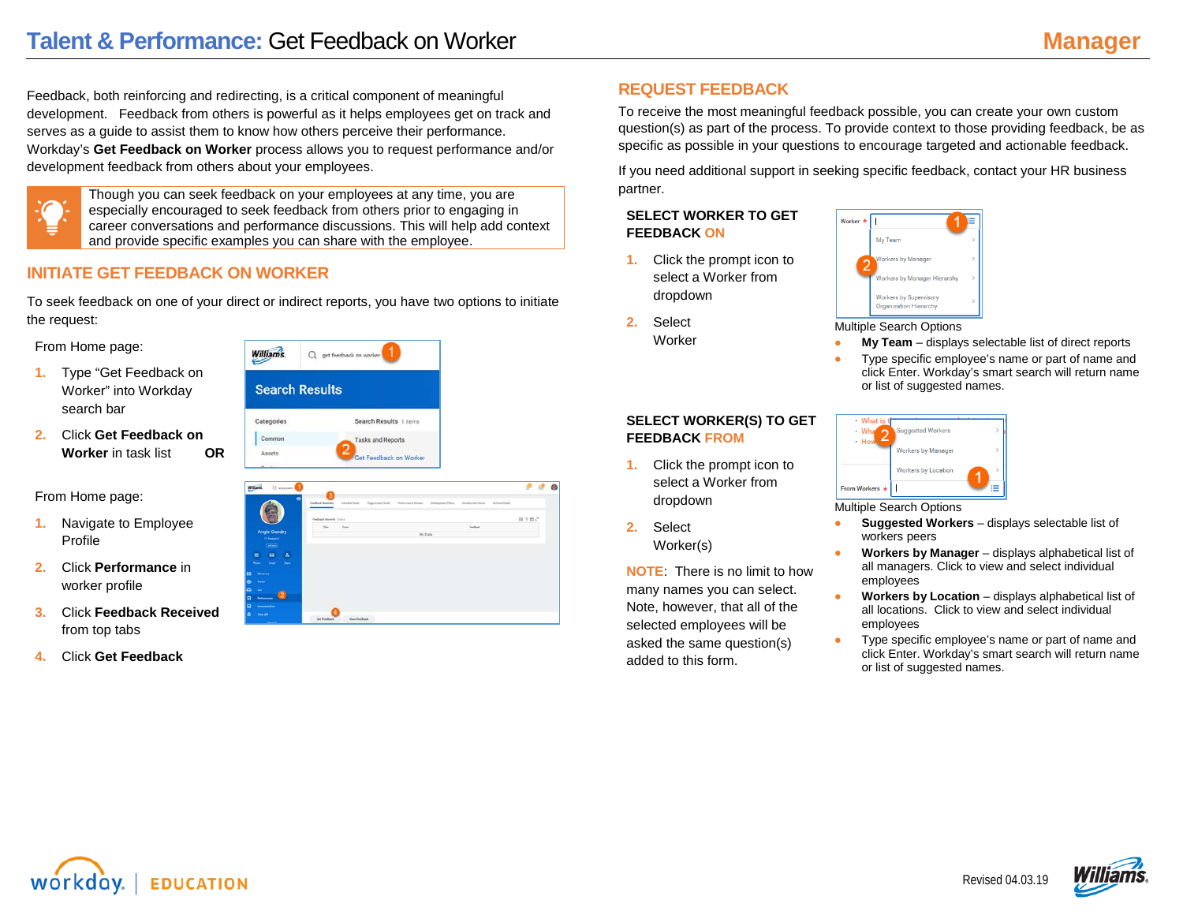# Talent & Performance: Get Feedback on Worker

**Manager**

Feedback, both reinforcing and redirecting, is a critical component of meaningful development. Feedback from others is powerful as it helps employees get on track and serves as a guide to assist them to know how others perceive their performance. Workday's **Get Feedback on Worker** process allows you to request performance and/or development feedback from others about your employees.

Though you can seek feedback on your employees at any time, you are especially encouraged to seek feedback from others prior to engaging in career conversations and performance discussions. This will help add context and provide specific examples you can share with the employee.

## INITIATE GET FEEDBACK ON WORKER

To seek feedback on one of your direct or indirect reports, you have two options to initiate the request:

From Home page:

1. Type "Get Feedback on Worker" into Workday search bar
2. Click **Get Feedback on Worker** in task list **OR**

From Home page:

1. Navigate to Employee Profile
2. Click **Performance** in worker profile
3. Click **Feedback Received** from top tabs
4. Click **Get Feedback**

## REQUEST FEEDBACK

To receive the most meaningful feedback possible, you can create your own custom question(s) as part of the process. To provide context to those providing feedback, be as specific as possible in your questions to encourage targeted and actionable feedback.

If you need additional support in seeking specific feedback, contact your HR business partner.

### SELECT WORKER TO GET FEEDBACK ON

1. Click the prompt icon to select a Worker from dropdown
2. Select Worker

Multiple Search Options

- **My Team** – displays selectable list of direct reports
- Type specific employee's name or part of name and click Enter. Workday's smart search will return name or list of suggested names.

### SELECT WORKER(S) TO GET FEEDBACK FROM

1. Click the prompt icon to select a Worker from dropdown
2. Select Worker(s)

**NOTE**: There is no limit to how many names you can select. Note, however, that all of the selected employees will be asked the same question(s) added to this form.

Multiple Search Options

- **Suggested Workers** – displays selectable list of workers peers
- **Workers by Manager** – displays alphabetical list of all managers. Click to view and select individual employees
- **Workers by Location** – displays alphabetical list of all locations. Click to view and select individual employees
- Type specific employee's name or part of name and click Enter. Workday's smart search will return name or list of suggested names.

Revised 04.03.19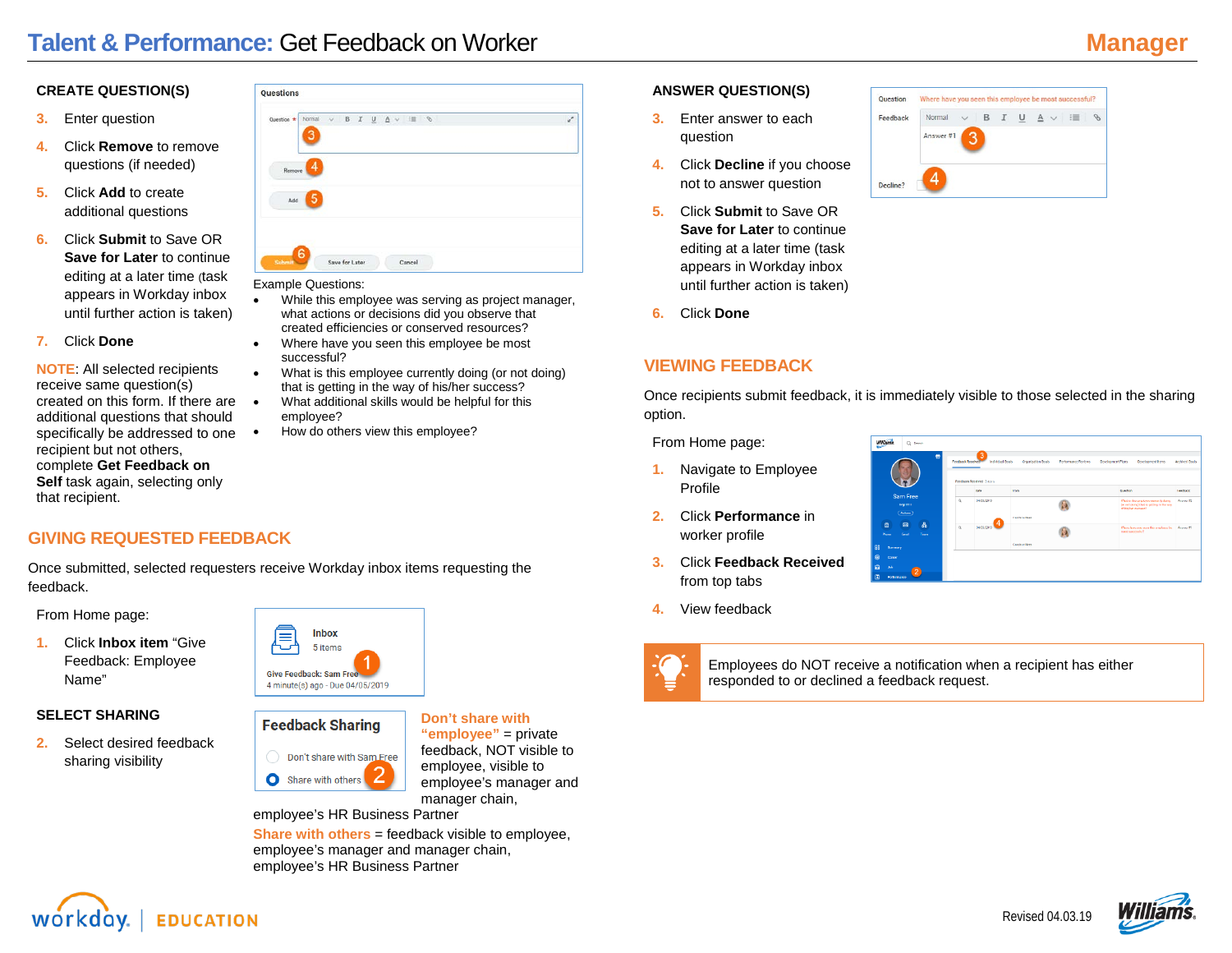# Talent & Performance: Get Feedback on Worker

**Manager**

## CREATE QUESTION(S)

3. Enter question
4. Click **Remove** to remove questions (if needed)
5. Click **Add** to create additional questions
6. Click **Submit** to Save OR **Save for Later** to continue editing at a later time (task appears in Workday inbox until further action is taken)
7. Click **Done**

NOTE: All selected recipients receive same question(s) created on this form. If there are additional questions that should specifically be addressed to one recipient but not others, complete **Get Feedback on Self** task again, selecting only that recipient.

Example Questions:

- While this employee was serving as project manager, what actions or decisions did you observe that created efficiencies or conserved resources?
- Where have you seen this employee be most successful?
- What is this employee currently doing (or not doing) that is getting in the way of his/her success?
- What additional skills would be helpful for this employee?
- How do others view this employee?

## GIVING REQUESTED FEEDBACK

Once submitted, selected requesters receive Workday inbox items requesting the feedback.

From Home page:

1. Click **Inbox item** "Give Feedback: Employee Name"

### SELECT SHARING

2. Select desired feedback sharing visibility

**Don't share with "employee"** = private feedback, NOT visible to employee, visible to employee's manager and manager chain, employee's HR Business Partner

**Share with others** = feedback visible to employee, employee's manager and manager chain, employee's HR Business Partner

## ANSWER QUESTION(S)

3. Enter answer to each question
4. Click **Decline** if you choose not to answer question
5. Click **Submit** to Save OR **Save for Later** to continue editing at a later time (task appears in Workday inbox until further action is taken)
6. Click **Done**

## VIEWING FEEDBACK

Once recipients submit feedback, it is immediately visible to those selected in the sharing option.

From Home page:

1. Navigate to Employee Profile
2. Click **Performance** in worker profile
3. Click **Feedback Received** from top tabs
4. View feedback

Employees do NOT receive a notification when a recipient has either responded to or declined a feedback request.

Revised 04.03.19